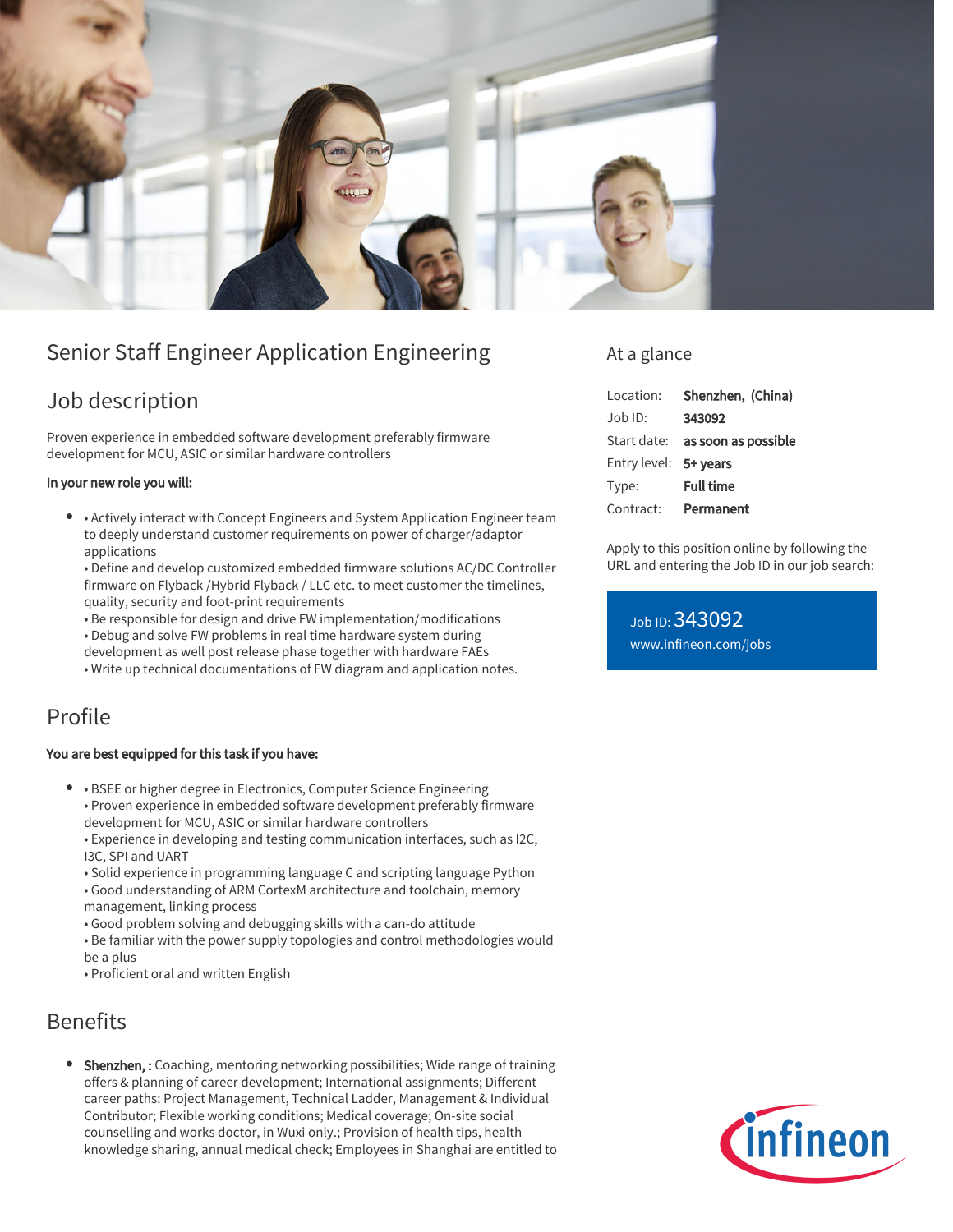# Senior Staff Engineer Application Engineering

## Job description

Proven experience in embedded software development preferably firmware development for MCU, ASIC or similar hardware controllers

**In your new role you will:**

- • Actively interact with Concept Engineers and System Application Engineer team to deeply understand customer requirements on power of charger/adaptor applications
  • Define and develop customized embedded firmware solutions AC/DC Controller firmware on Flyback /Hybrid Flyback / LLC etc. to meet customer the timelines, quality, security and foot-print requirements
  • Be responsible for design and drive FW implementation/modifications
  • Debug and solve FW problems in real time hardware system during development as well post release phase together with hardware FAEs
  • Write up technical documentations of FW diagram and application notes.

## Profile

**You are best equipped for this task if you have:**

- • BSEE or higher degree in Electronics, Computer Science Engineering
  • Proven experience in embedded software development preferably firmware development for MCU, ASIC or similar hardware controllers
  • Experience in developing and testing communication interfaces, such as I2C, I3C, SPI and UART
  • Solid experience in programming language C and scripting language Python
  • Good understanding of ARM CortexM architecture and toolchain, memory management, linking process
  • Good problem solving and debugging skills with a can-do attitude
  • Be familiar with the power supply topologies and control methodologies would be a plus
  • Proficient oral and written English

## Benefits

- **Shenzhen, :** Coaching, mentoring networking possibilities; Wide range of training offers & planning of career development; International assignments; Different career paths: Project Management, Technical Ladder, Management & Individual Contributor; Flexible working conditions; Medical coverage; On-site social counselling and works doctor, in Wuxi only.; Provision of health tips, health knowledge sharing, annual medical check; Employees in Shanghai are entitled to

## At a glance

| | |
|---|---|
| Location: | **Shenzhen, (China)** |
| Job ID: | **343092** |
| Start date: | **as soon as possible** |
| Entry level: | **5+ years** |
| Type: | **Full time** |
| Contract: | **Permanent** |

Apply to this position online by following the URL and entering the Job ID in our job search:

Job ID: 343092
www.infineon.com/jobs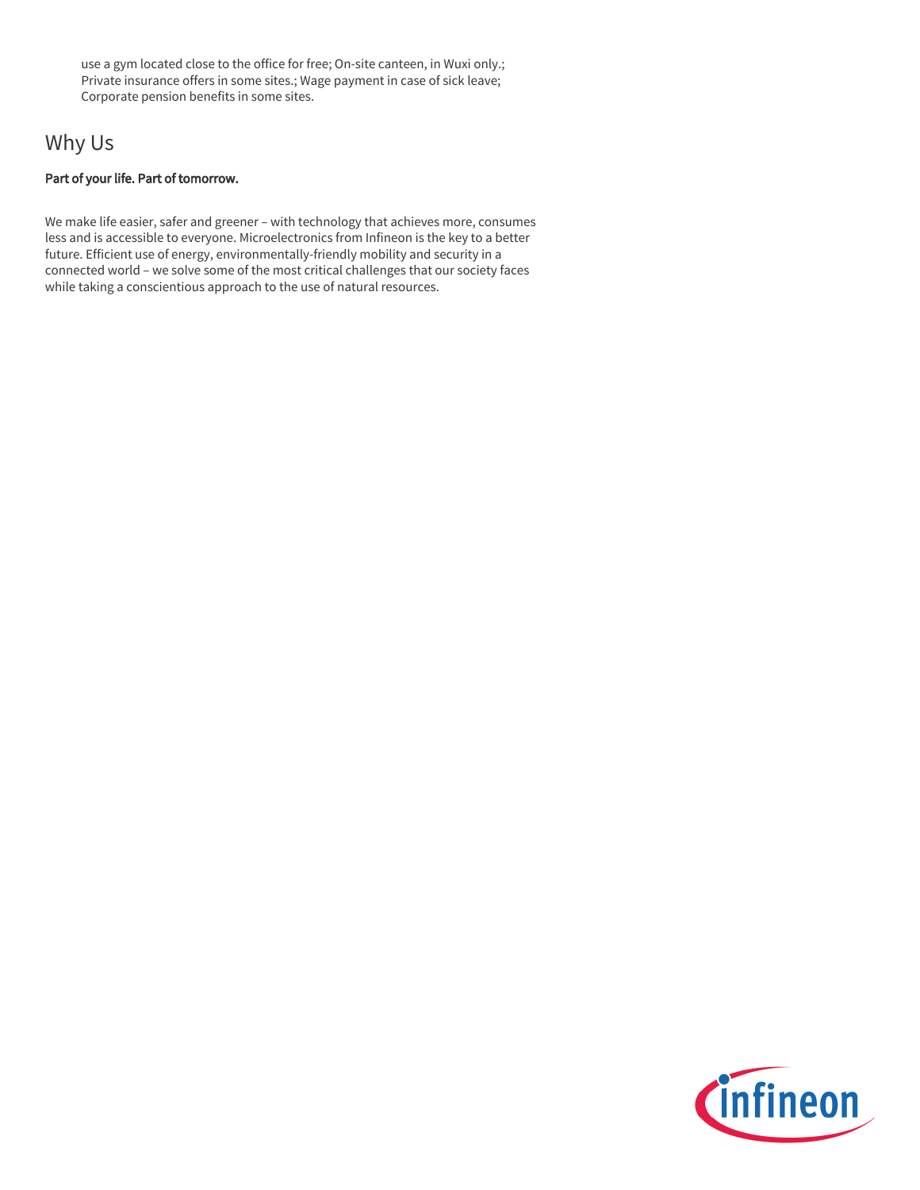use a gym located close to the office for free; On-site canteen, in Wuxi only.; Private insurance offers in some sites.; Wage payment in case of sick leave; Corporate pension benefits in some sites.

## Why Us

**Part of your life. Part of tomorrow.**

We make life easier, safer and greener – with technology that achieves more, consumes less and is accessible to everyone. Microelectronics from Infineon is the key to a better future. Efficient use of energy, environmentally-friendly mobility and security in a connected world – we solve some of the most critical challenges that our society faces while taking a conscientious approach to the use of natural resources.